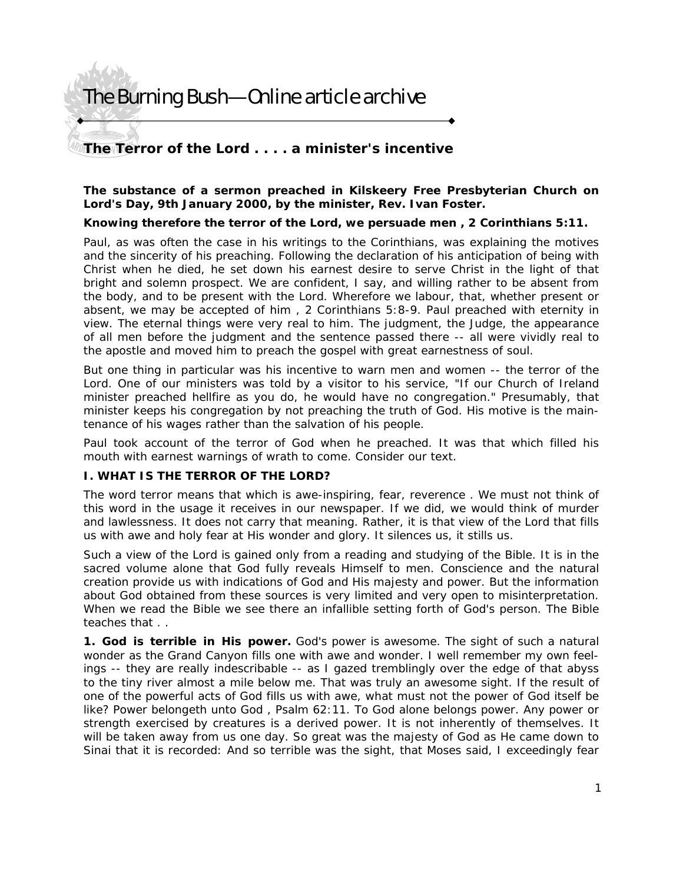# The Burning Bush—Online article archive

## The Terror of the Lord . . . . a minister's incentive

**The substance of a sermon preached in Kilskeery Free Presbyterian Church on Lord's Day, 9th January 2000, by the minister, Rev. Ivan Foster.**

**Knowing therefore the terror of the Lord, we persuade men , 2 Corinthians 5:11.**

Paul, as was often the case in his writings to the Corinthians, was explaining the motives and the sincerity of his preaching. Following the declaration of his anticipation of being with Christ when he died, he set down his earnest desire to serve Christ in the light of that bright and solemn prospect. We are confident, I say, and willing rather to be absent from the body, and to be present with the Lord. Wherefore we labour, that, whether present or absent, we may be accepted of him , 2 Corinthians 5:8-9. Paul preached with eternity in view. The eternal things were very real to him. The judgment, the Judge, the appearance of all men before the judgment and the sentence passed there -- all were vividly real to the apostle and moved him to preach the gospel with great earnestness of soul.

But one thing in particular was his incentive to warn men and women -- the terror of the Lord. One of our ministers was told by a visitor to his service, "If our Church of Ireland minister preached hellfire as you do, he would have no congregation." Presumably, that minister keeps his congregation by not preaching the truth of God. His motive is the maintenance of his wages rather than the salvation of his people.

Paul took account of the terror of God when he preached. It was that which filled his mouth with earnest warnings of wrath to come. Consider our text.

### I. WHAT IS THE TERROR OF THE LORD?

The word terror means that which is awe-inspiring, fear, reverence . We must not think of this word in the usage it receives in our newspaper. If we did, we would think of murder and lawlessness. It does not carry that meaning. Rather, it is that view of the Lord that fills us with awe and holy fear at His wonder and glory. It silences us, it stills us.

Such a view of the Lord is gained only from a reading and studying of the Bible. It is in the sacred volume alone that God fully reveals Himself to men. Conscience and the natural creation provide us with indications of God and His majesty and power. But the information about God obtained from these sources is very limited and very open to misinterpretation. When we read the Bible we see there an infallible setting forth of God's person. The Bible teaches that . .

**1. God is terrible in His power.** God's power is awesome. The sight of such a natural wonder as the Grand Canyon fills one with awe and wonder. I well remember my own feelings -- they are really indescribable -- as I gazed tremblingly over the edge of that abyss to the tiny river almost a mile below me. That was truly an awesome sight. If the result of one of the powerful acts of God fills us with awe, what must not the power of God itself be like? Power belongeth unto God , Psalm 62:11. To God alone belongs power. Any power or strength exercised by creatures is a derived power. It is not inherently of themselves. It will be taken away from us one day. So great was the majesty of God as He came down to Sinai that it is recorded: And so terrible was the sight, that Moses said, I exceedingly fear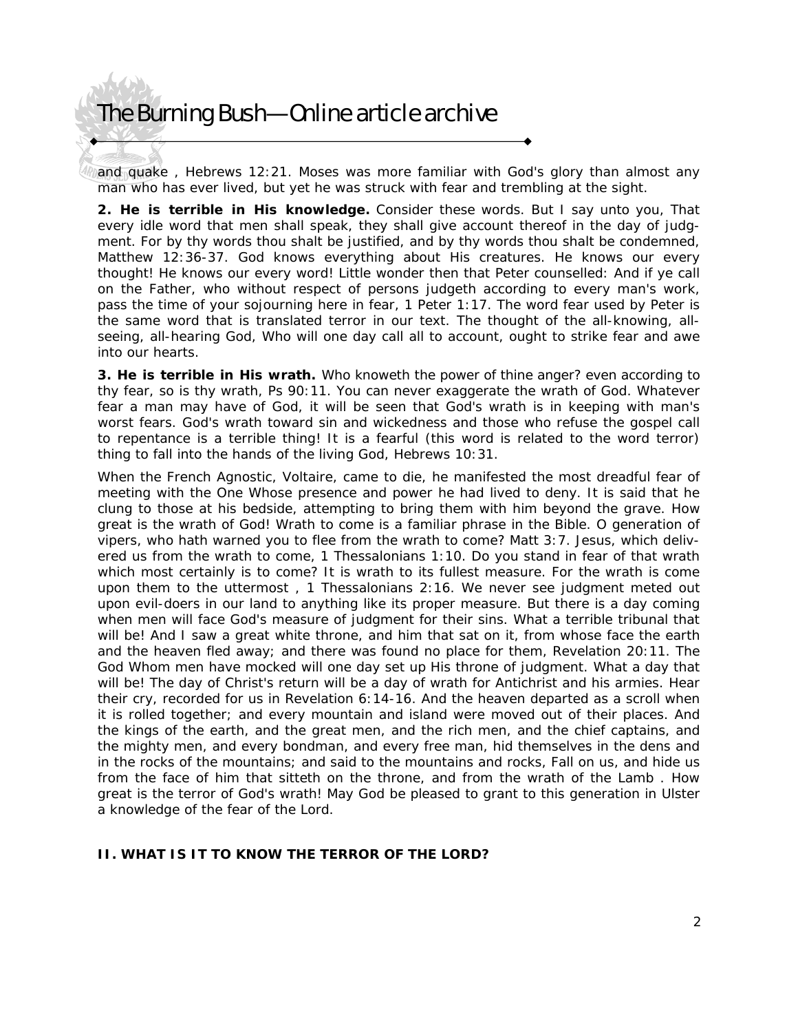and quake , Hebrews 12:21. Moses was more familiar with God's glory than almost any man who has ever lived, but yet he was struck with fear and trembling at the sight.

**2. He is terrible in His knowledge.** Consider these words. But I say unto you, That every idle word that men shall speak, they shall give account thereof in the day of judgment. For by thy words thou shalt be justified, and by thy words thou shalt be condemned, Matthew 12:36-37. God knows everything about His creatures. He knows our every thought! He knows our every word! Little wonder then that Peter counselled: And if ye call on the Father, who without respect of persons judgeth according to every man's work, pass the time of your sojourning here in fear, 1 Peter 1:17. The word fear used by Peter is the same word that is translated terror in our text. The thought of the all-knowing, all-seeing, all-hearing God, Who will one day call all to account, ought to strike fear and awe into our hearts.

**3. He is terrible in His wrath.** Who knoweth the power of thine anger? even according to thy fear, so is thy wrath, Ps 90:11. You can never exaggerate the wrath of God. Whatever fear a man may have of God, it will be seen that God's wrath is in keeping with man's worst fears. God's wrath toward sin and wickedness and those who refuse the gospel call to repentance is a terrible thing! It is a fearful (this word is related to the word terror) thing to fall into the hands of the living God, Hebrews 10:31.

When the French Agnostic, Voltaire, came to die, he manifested the most dreadful fear of meeting with the One Whose presence and power he had lived to deny. It is said that he clung to those at his bedside, attempting to bring them with him beyond the grave. How great is the wrath of God! Wrath to come is a familiar phrase in the Bible. O generation of vipers, who hath warned you to flee from the wrath to come? Matt 3:7. Jesus, which delivered us from the wrath to come, 1 Thessalonians 1:10. Do you stand in fear of that wrath which most certainly is to come? It is wrath to its fullest measure. For the wrath is come upon them to the uttermost , 1 Thessalonians 2:16. We never see judgment meted out upon evil-doers in our land to anything like its proper measure. But there is a day coming when men will face God's measure of judgment for their sins. What a terrible tribunal that will be! And I saw a great white throne, and him that sat on it, from whose face the earth and the heaven fled away; and there was found no place for them, Revelation 20:11. The God Whom men have mocked will one day set up His throne of judgment. What a day that will be! The day of Christ's return will be a day of wrath for Antichrist and his armies. Hear their cry, recorded for us in Revelation 6:14-16. And the heaven departed as a scroll when it is rolled together; and every mountain and island were moved out of their places. And the kings of the earth, and the great men, and the rich men, and the chief captains, and the mighty men, and every bondman, and every free man, hid themselves in the dens and in the rocks of the mountains; and said to the mountains and rocks, Fall on us, and hide us from the face of him that sitteth on the throne, and from the wrath of the Lamb . How great is the terror of God's wrath! May God be pleased to grant to this generation in Ulster a knowledge of the fear of the Lord.

## II. WHAT IS IT TO KNOW THE TERROR OF THE LORD?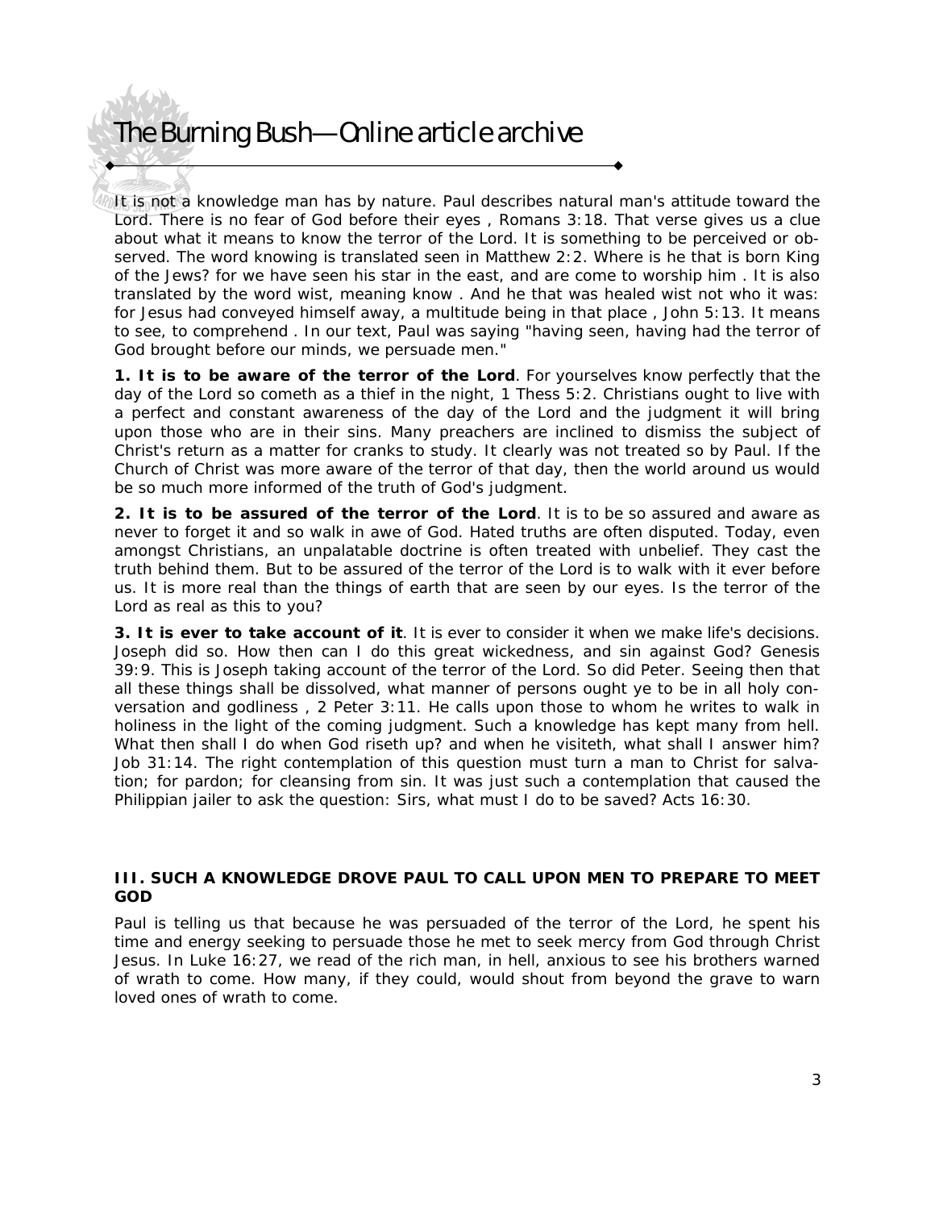It is not a knowledge man has by nature. Paul describes natural man's attitude toward the Lord. There is no fear of God before their eyes , Romans 3:18. That verse gives us a clue about what it means to know the terror of the Lord. It is something to be perceived or observed. The word knowing is translated seen in Matthew 2:2. Where is he that is born King of the Jews? for we have seen his star in the east, and are come to worship him . It is also translated by the word wist, meaning know . And he that was healed wist not who it was: for Jesus had conveyed himself away, a multitude being in that place , John 5:13. It means to see, to comprehend . In our text, Paul was saying "having seen, having had the terror of God brought before our minds, we persuade men."

**1. It is to be aware of the terror of the Lord**. For yourselves know perfectly that the day of the Lord so cometh as a thief in the night, 1 Thess 5:2. Christians ought it to live with a perfect and constant awareness of the day of the Lord and the judgment it will bring upon those who are in their sins. Many preachers are inclined to dismiss the subject of Christ's return as a matter for cranks to study. It clearly was not treated so by Paul. If the Church of Christ was more aware of the terror of that day, then the world around us would be so much more informed of the truth of God's judgment.

**2. It is to be assured of the terror of the Lord**. It is to be so assured and aware as never to forget it and so walk in awe of God. Hated truths are often disputed. Today, even amongst Christians, an unpalatable doctrine is often treated with unbelief. They cast the truth behind them. But to be assured of the terror of the Lord is to walk with it ever before us. It is more real than the things of earth that are seen by our eyes. Is the terror of the Lord as real as this to you?

**3. It is ever to take account of it**. It is ever to consider it when we make life's decisions. Joseph did so. How then can I do this great wickedness, and sin against God? Genesis 39:9. This is Joseph taking account of the terror of the Lord. So did Peter. Seeing then that all these things shall be dissolved, what manner of persons ought ye to be in all holy conversation and godliness , 2 Peter 3:11. He calls upon those to whom he writes to walk in holiness in the light of the coming judgment. Such a knowledge has kept many from hell. What then shall I do when God riseth up? and when he visiteth, what shall I answer him? Job 31:14. The right contemplation of this question must turn a man to Christ for salvation; for pardon; for cleansing from sin. It was just such a contemplation that caused the Philippian jailer to ask the question: Sirs, what must I do to be saved? Acts 16:30.

### III. SUCH A KNOWLEDGE DROVE PAUL TO CALL UPON MEN TO PREPARE TO MEET GOD

Paul is telling us that because he was persuaded of the terror of the Lord, he spent his time and energy seeking to persuade those he met to seek mercy from God through Christ Jesus. In Luke 16:27, we read of the rich man, in hell, anxious to see his brothers warned of wrath to come. How many, if they could, would shout from beyond the grave to warn loved ones of wrath to come.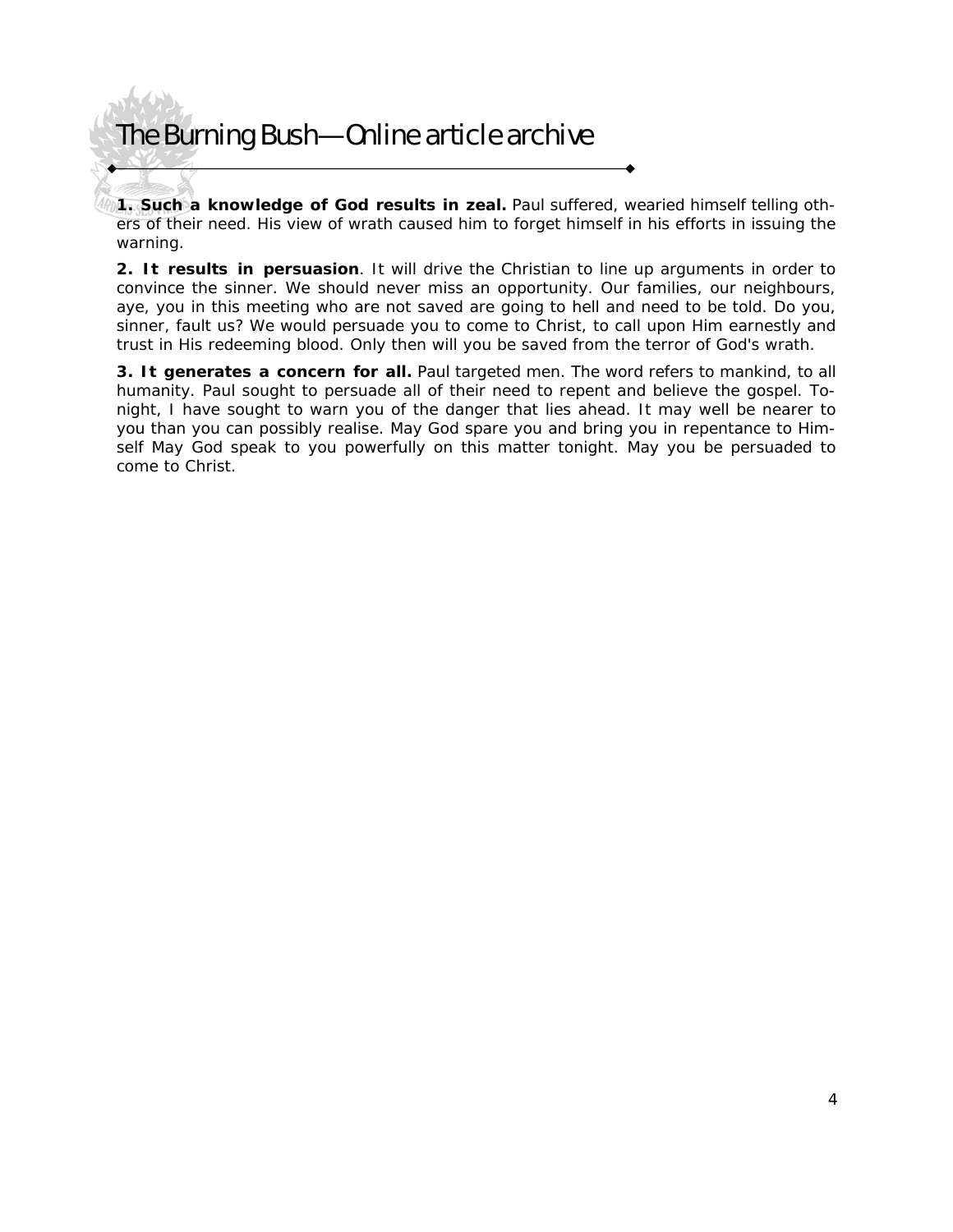**1. Such a knowledge of God results in zeal.** Paul suffered, wearied himself telling others of their need. His view of wrath caused him to forget himself in his efforts in issuing the warning.

**2. It results in persuasion**. It will drive the Christian to line up arguments in order to convince the sinner. We should never miss an opportunity. Our families, our neighbours, aye, you in this meeting who are not saved are going to hell and need to be told. Do you, sinner, fault us? We would persuade you to come to Christ, to call upon Him earnestly and trust in His redeeming blood. Only then will you be saved from the terror of God's wrath.

**3. It generates a concern for all.** Paul targeted men. The word refers to mankind, to all humanity. Paul sought to persuade all of their need to repent and believe the gospel. Tonight, I have sought to warn you of the danger that lies ahead. It may well be nearer to you than you can possibly realise. May God spare you and bring you in repentance to Himself May God speak to you powerfully on this matter tonight. May you be persuaded to come to Christ.